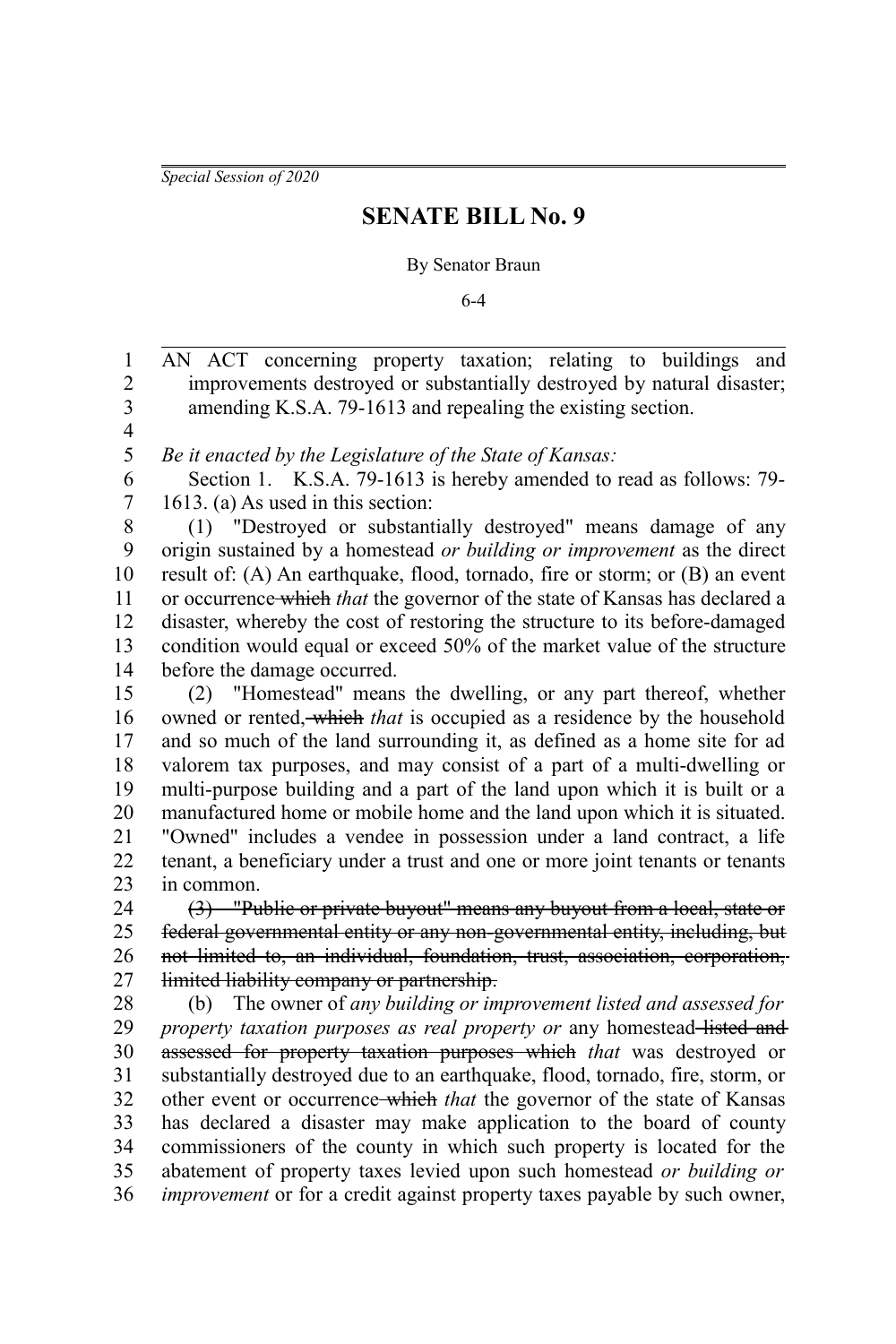*Special Session of 2020*

# SENATE BILL No. 9

By Senator Braun

6-4

AN ACT concerning property taxation; relating to buildings and improvements destroyed or substantially destroyed by natural disaster; amending K.S.A. 79-1613 and repealing the existing section.

*Be it enacted by the Legislature of the State of Kansas:*

Section 1. K.S.A. 79-1613 is hereby amended to read as follows: 79-1613. (a) As used in this section:

(1) "Destroyed or substantially destroyed" means damage of any origin sustained by a homestead *or building or improvement* as the direct result of: (A) An earthquake, flood, tornado, fire or storm; or (B) an event or occurrence ~~which~~ *that* the governor of the state of Kansas has declared a disaster, whereby the cost of restoring the structure to its before-damaged condition would equal or exceed 50% of the market value of the structure before the damage occurred.

(2) "Homestead" means the dwelling, or any part thereof, whether owned or rented~~, which~~ *that* is occupied as a residence by the household and so much of the land surrounding it, as defined as a home site for ad valorem tax purposes, and may consist of a part of a multi-dwelling or multi-purpose building and a part of the land upon which it is built or a manufactured home or mobile home and the land upon which it is situated. "Owned" includes a vendee in possession under a land contract, a life tenant, a beneficiary under a trust and one or more joint tenants or tenants in common.

~~(3) "Public or private buyout" means any buyout from a local, state or federal governmental entity or any non-governmental entity, including, but not limited to, an individual, foundation, trust, association, corporation, limited liability company or partnership.~~

(b) The owner of *any building or improvement listed and assessed for property taxation purposes as real property or* any homestead ~~listed and assessed for property taxation purposes which~~ *that* was destroyed or substantially destroyed due to an earthquake, flood, tornado, fire, storm, or other event or occurrence ~~which~~ *that* the governor of the state of Kansas has declared a disaster may make application to the board of county commissioners of the county in which such property is located for the abatement of property taxes levied upon such homestead *or building or improvement* or for a credit against property taxes payable by such owner,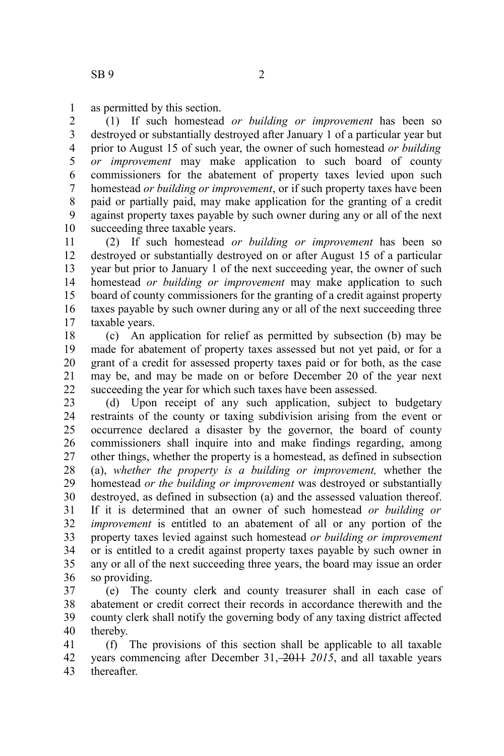as permitted by this section.

(1) If such homestead *or building or improvement* has been so destroyed or substantially destroyed after January 1 of a particular year but prior to August 15 of such year, the owner of such homestead *or building or improvement* may make application to such board of county commissioners for the abatement of property taxes levied upon such homestead *or building or improvement*, or if such property taxes have been paid or partially paid, may make application for the granting of a credit against property taxes payable by such owner during any or all of the next succeeding three taxable years.

(2) If such homestead *or building or improvement* has been so destroyed or substantially destroyed on or after August 15 of a particular year but prior to January 1 of the next succeeding year, the owner of such homestead *or building or improvement* may make application to such board of county commissioners for the granting of a credit against property taxes payable by such owner during any or all of the next succeeding three taxable years.

(c) An application for relief as permitted by subsection (b) may be made for abatement of property taxes assessed but not yet paid, or for a grant of a credit for assessed property taxes paid or for both, as the case may be, and may be made on or before December 20 of the year next succeeding the year for which such taxes have been assessed.

(d) Upon receipt of any such application, subject to budgetary restraints of the county or taxing subdivision arising from the event or occurrence declared a disaster by the governor, the board of county commissioners shall inquire into and make findings regarding, among other things, whether the property is a homestead, as defined in subsection (a), *whether the property is a building or improvement,* whether the homestead *or the building or improvement* was destroyed or substantially destroyed, as defined in subsection (a) and the assessed valuation thereof. If it is determined that an owner of such homestead *or building or improvement* is entitled to an abatement of all or any portion of the property taxes levied against such homestead *or building or improvement* or is entitled to a credit against property taxes payable by such owner in any or all of the next succeeding three years, the board may issue an order so providing.

(e) The county clerk and county treasurer shall in each case of abatement or credit correct their records in accordance therewith and the county clerk shall notify the governing body of any taxing district affected thereby.

(f) The provisions of this section shall be applicable to all taxable years commencing after December 31, ~~2011~~ *2015*, and all taxable years thereafter.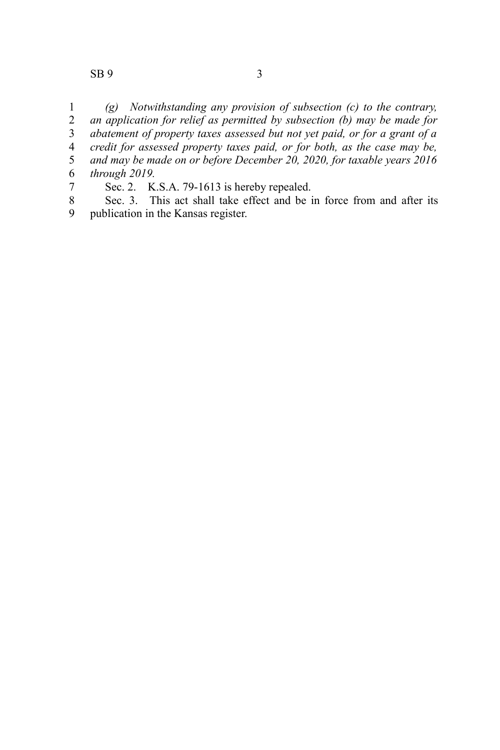*(g) Notwithstanding any provision of subsection (c) to the contrary, an application for relief as permitted by subsection (b) may be made for abatement of property taxes assessed but not yet paid, or for a grant of a credit for assessed property taxes paid, or for both, as the case may be, and may be made on or before December 20, 2020, for taxable years 2016 through 2019.*

Sec. 2. K.S.A. 79-1613 is hereby repealed.

Sec. 3. This act shall take effect and be in force from and after its publication in the Kansas register.